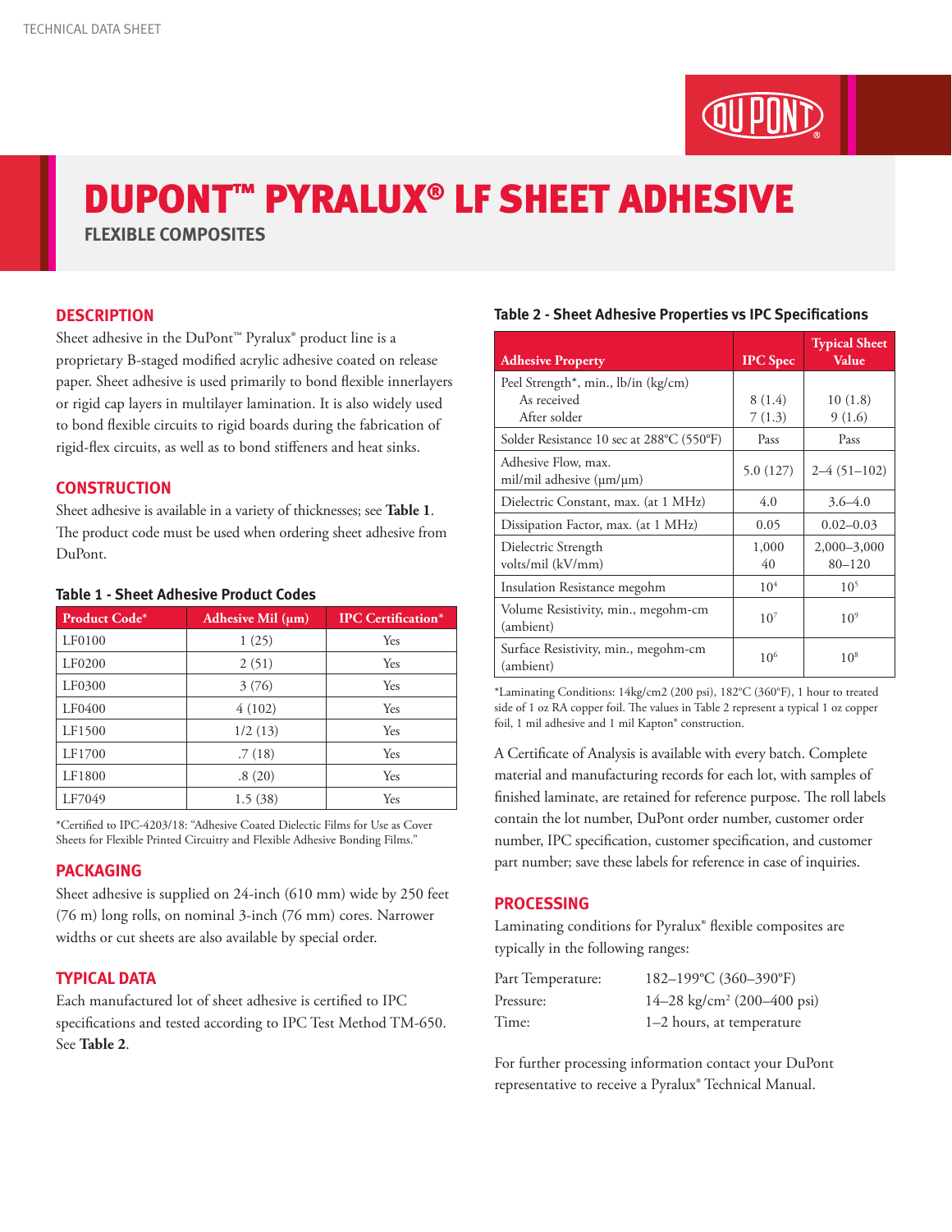# DUPONT™ PYRALUX® LF SHEET ADHESIVE

## FLEXIBLE COMPOSITES

## DESCRIPTION

Sheet adhesive in the DuPont™ Pyralux® product line is a proprietary B-staged modified acrylic adhesive coated on release paper. Sheet adhesive is used primarily to bond flexible innerlayers or rigid cap layers in multilayer lamination. It is also widely used to bond flexible circuits to rigid boards during the fabrication of rigid-flex circuits, as well as to bond stiffeners and heat sinks.

## CONSTRUCTION

Sheet adhesive is available in a variety of thicknesses; see **Table 1**. The product code must be used when ordering sheet adhesive from DuPont.

### Table 1 - Sheet Adhesive Product Codes

| Product Code* | Adhesive Mil (µm) | IPC Certification* |
|---|---|---|
| LF0100 | 1 (25) | Yes |
| LF0200 | 2 (51) | Yes |
| LF0300 | 3 (76) | Yes |
| LF0400 | 4 (102) | Yes |
| LF1500 | 1/2 (13) | Yes |
| LF1700 | .7 (18) | Yes |
| LF1800 | .8 (20) | Yes |
| LF7049 | 1.5 (38) | Yes |

*Certified to IPC-4203/18: "Adhesive Coated Dielectric Films for Use as Cover Sheets for Flexible Printed Circuitry and Flexible Adhesive Bonding Films."

## PACKAGING

Sheet adhesive is supplied on 24-inch (610 mm) wide by 250 feet (76 m) long rolls, on nominal 3-inch (76 mm) cores. Narrower widths or cut sheets are also available by special order.

## TYPICAL DATA

Each manufactured lot of sheet adhesive is certified to IPC specifications and tested according to IPC Test Method TM-650. See **Table 2**.

### Table 2 - Sheet Adhesive Properties vs IPC Specifications

| Adhesive Property | IPC Spec | Typical Sheet Value |
|---|---|---|
| Peel Strength*, min., lb/in (kg/cm) | | |
| As received | 8 (1.4) | 10 (1.8) |
| After solder | 7 (1.3) | 9 (1.6) |
| Solder Resistance 10 sec at 288°C (550°F) | Pass | Pass |
| Adhesive Flow, max. mil/mil adhesive (µm/µm) | 5.0 (127) | 2–4 (51–102) |
| Dielectric Constant, max. (at 1 MHz) | 4.0 | 3.6–4.0 |
| Dissipation Factor, max. (at 1 MHz) | 0.05 | 0.02–0.03 |
| Dielectric Strength volts/mil (kV/mm) | 1,000<br>40 | 2,000–3,000<br>80–120 |
| Insulation Resistance megohm | $10^4$ | $10^5$ |
| Volume Resistivity, min., megohm-cm (ambient) | $10^7$ | $10^9$ |
| Surface Resistivity, min., megohm-cm (ambient) | $10^6$ | $10^8$ |

*Laminating Conditions: 14kg/cm2 (200 psi), 182°C (360°F), 1 hour to treated side of 1 oz RA copper foil. The values in Table 2 represent a typical 1 oz copper foil, 1 mil adhesive and 1 mil Kapton® construction.

A Certificate of Analysis is available with every batch. Complete material and manufacturing records for each lot, with samples of finished laminate, are retained for reference purpose. The roll labels contain the lot number, DuPont order number, customer order number, IPC specification, customer specification, and customer part number; save these labels for reference in case of inquiries.

## PROCESSING

Laminating conditions for Pyralux® flexible composites are typically in the following ranges:

| | |
|---|---|
| Part Temperature: | 182–199°C (360–390°F) |
| Pressure: | 14–28 kg/cm$^2$ (200–400 psi) |
| Time: | 1–2 hours, at temperature |

For further processing information contact your DuPont representative to receive a Pyralux® Technical Manual.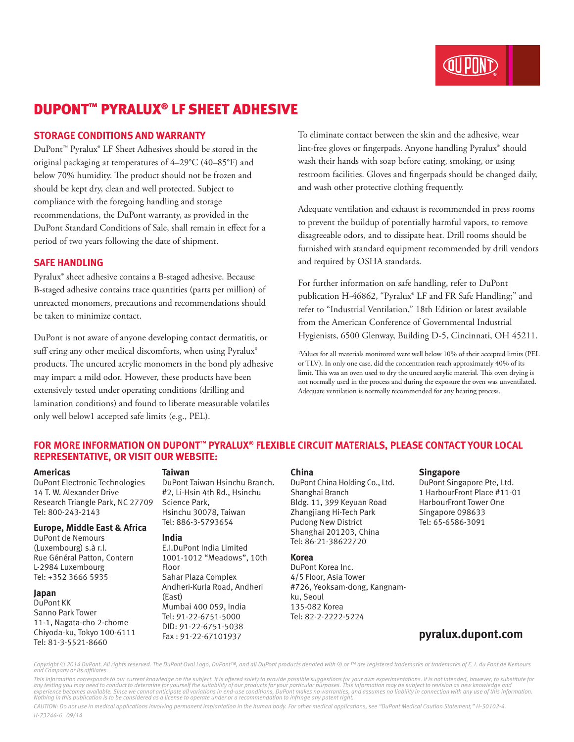# DUPONT™ PYRALUX® LF SHEET ADHESIVE

## STORAGE CONDITIONS AND WARRANTY

DuPont™ Pyralux® LF Sheet Adhesives should be stored in the original packaging at temperatures of 4–29°C (40–85°F) and below 70% humidity. The product should not be frozen and should be kept dry, clean and well protected. Subject to compliance with the foregoing handling and storage recommendations, the DuPont warranty, as provided in the DuPont Standard Conditions of Sale, shall remain in effect for a period of two years following the date of shipment.

## SAFE HANDLING

Pyralux® sheet adhesive contains a B-staged adhesive. Because B-staged adhesive contains trace quantities (parts per million) of unreacted monomers, precautions and recommendations should be taken to minimize contact.

DuPont is not aware of anyone developing contact dermatitis, or suff ering any other medical discomforts, when using Pyralux® products. The uncured acrylic monomers in the bond ply adhesive may impart a mild odor. However, these products have been extensively tested under operating conditions (drilling and lamination conditions) and found to liberate measurable volatiles only well below1 accepted safe limits (e.g., PEL).

To eliminate contact between the skin and the adhesive, wear lint-free gloves or fingerpads. Anyone handling Pyralux® should wash their hands with soap before eating, smoking, or using restroom facilities. Gloves and fingerpads should be changed daily, and wash other protective clothing frequently.

Adequate ventilation and exhaust is recommended in press rooms to prevent the buildup of potentially harmful vapors, to remove disagreeable odors, and to dissipate heat. Drill rooms should be furnished with standard equipment recommended by drill vendors and required by OSHA standards.

For further information on safe handling, refer to DuPont publication H-46862, "Pyralux® LF and FR Safe Handling;" and refer to "Industrial Ventilation," 18th Edition or latest available from the American Conference of Governmental Industrial Hygienists, 6500 Glenway, Building D-5, Cincinnati, OH 45211.

[1]Values for all materials monitored were well below 10% of their accepted limits (PEL or TLV). In only one case, did the concentration reach approximately 40% of its limit. This was an oven used to dry the uncured acrylic material. This oven drying is not normally used in the process and during the exposure the oven was unventilated. Adequate ventilation is normally recommended for any heating process.

## FOR MORE INFORMATION ON DUPONT™ PYRALUX® FLEXIBLE CIRCUIT MATERIALS, PLEASE CONTACT YOUR LOCAL REPRESENTATIVE, OR VISIT OUR WEBSITE:

**Americas**
DuPont Electronic Technologies
14 T. W. Alexander Drive
Research Triangle Park, NC 27709
Tel: 800-243-2143

**Europe, Middle East & Africa**
DuPont de Nemours
(Luxembourg) s.à r.l.
Rue Général Patton, Contern
L-2984 Luxembourg
Tel: +352 3666 5935

**Japan**
DuPont KK
Sanno Park Tower
11-1, Nagata-cho 2-chome
Chiyoda-ku, Tokyo 100-6111
Tel: 81-3-5521-8660

**Taiwan**
DuPont Taiwan Hsinchu Branch.
#2, Li-Hsin 4th Rd., Hsinchu
Science Park,
Hsinchu 30078, Taiwan
Tel: 886-3-5793654

**India**
E.I.DuPont India Limited
1001-1012 "Meadows", 10th Floor
Sahar Plaza Complex
Andheri-Kurla Road, Andheri (East)
Mumbai 400 059, India
Tel: 91-22-6751-5000
DID: 91-22-6751-5038
Fax : 91-22-67101937

**China**
DuPont China Holding Co., Ltd.
Shanghai Branch
Bldg. 11, 399 Keyuan Road
Zhangjiang Hi-Tech Park
Pudong New District
Shanghai 201203, China
Tel: 86-21-38622720

**Korea**
DuPont Korea Inc.
4/5 Floor, Asia Tower
#726, Yeoksam-dong, Kangnam-ku, Seoul
135-082 Korea
Tel: 82-2-2222-5224

**Singapore**
DuPont Singapore Pte, Ltd.
1 HarbourFront Place #11-01
HarbourFront Tower One
Singapore 098633
Tel: 65-6586-3091

**pyralux.dupont.com**

*Copyright © 2014 DuPont. All rights reserved. The DuPont Oval Logo, DuPont™, and all DuPont products denoted with ® or ™ are registered trademarks or trademarks of E. I. du Pont de Nemours and Company or its affiliates.*

*This information corresponds to our current knowledge on the subject. It is offered solely to provide possible suggestions for your own experimentations. It is not intended, however, to substitute for any testing you may need to conduct to determine for yourself the suitability of our products for your particular purposes. This information may be subject to revision as new knowledge and experience becomes available. Since we cannot anticipate all variations in end-use conditions, DuPont makes no warranties, and assumes no liability in connection with any use of this information. Nothing in this publication is to be considered as a license to operate under or a recommendation to infringe any patent right.*

*CAUTION: Do not use in medical applications involving permanent implantation in the human body. For other medical applications, see "DuPont Medical Caution Statement," H-50102-4.*

*H-73246-6 09/14*